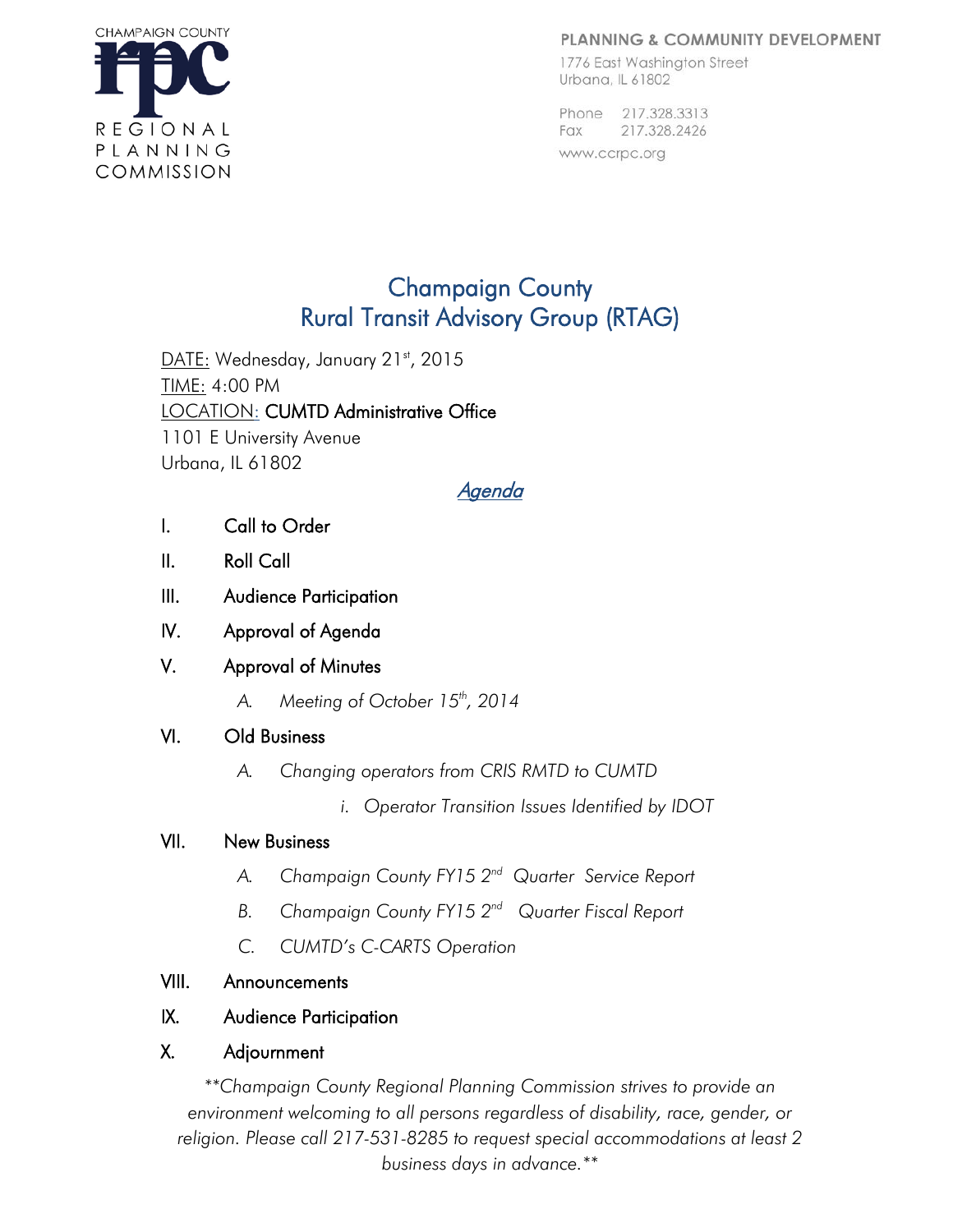CHAMPAIGN COUNTY
rpc
REGIONAL PLANNING COMMISSION

**PLANNING & COMMUNITY DEVELOPMENT**
1776 East Washington Street
Urbana, IL 61802

Phone 217.328.3313
Fax 217.328.2426
www.ccrpc.org

# Champaign County Rural Transit Advisory Group (RTAG)

DATE: Wednesday, January 21st, 2015
TIME: 4:00 PM
LOCATION: CUMTD Administrative Office
1101 E University Avenue
Urbana, IL 61802

## *Agenda*

I. Call to Order

II. Roll Call

III. Audience Participation

IV. Approval of Agenda

V. Approval of Minutes

  A. *Meeting of October 15th, 2014*

VI. Old Business

  A. *Changing operators from CRIS RMTD to CUMTD*

    i. *Operator Transition Issues Identified by IDOT*

VII. New Business

  A. *Champaign County FY15 2nd Quarter Service Report*

  B. *Champaign County FY15 2nd Quarter Fiscal Report*

  C. *CUMTD's C-CARTS Operation*

VIII. Announcements

IX. Audience Participation

X. Adjournment

*\*\*Champaign County Regional Planning Commission strives to provide an environment welcoming to all persons regardless of disability, race, gender, or religion. Please call 217-531-8285 to request special accommodations at least 2 business days in advance.\*\**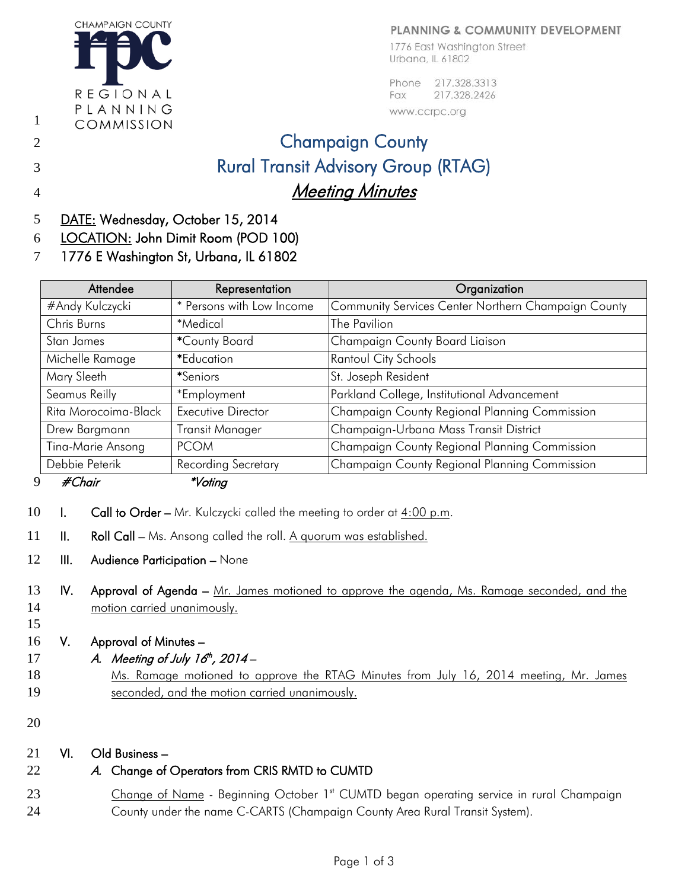CHAMPAIGN COUNTY
**rpc**
REGIONAL PLANNING COMMISSION

PLANNING & COMMUNITY DEVELOPMENT
1776 East Washington Street
Urbana, IL 61802

Phone 217.328.3313
Fax 217.328.2426
www.ccrpc.org

# Champaign County
# Rural Transit Advisory Group (RTAG)
## *Meeting Minutes*

DATE: Wednesday, October 15, 2014
LOCATION: John Dimit Room (POD 100)
1776 E Washington St, Urbana, IL 61802

| Attendee | Representation | Organization |
|---|---|---|
| #Andy Kulczycki | * Persons with Low Income | Community Services Center Northern Champaign County |
| Chris Burns | *Medical | The Pavilion |
| Stan James | *County Board | Champaign County Board Liaison |
| Michelle Ramage | *Education | Rantoul City Schools |
| Mary Sleeth | *Seniors | St. Joseph Resident |
| Seamus Reilly | *Employment | Parkland College, Institutional Advancement |
| Rita Morocoima-Black | Executive Director | Champaign County Regional Planning Commission |
| Drew Bargmann | Transit Manager | Champaign-Urbana Mass Transit District |
| Tina-Marie Ansong | PCOM | Champaign County Regional Planning Commission |
| Debbie Peterik | Recording Secretary | Champaign County Regional Planning Commission |

*#Chair* *\*Voting*

I. **Call to Order** – Mr. Kulczycki called the meeting to order at 4:00 p.m.

II. **Roll Call** – Ms. Ansong called the roll. A quorum was established.

III. **Audience Participation** – None

IV. **Approval of Agenda** – Mr. James motioned to approve the agenda, Ms. Ramage seconded, and the motion carried unanimously.

V. **Approval of Minutes** –

A. *Meeting of July 16th, 2014* –

Ms. Ramage motioned to approve the RTAG Minutes from July 16, 2014 meeting, Mr. James seconded, and the motion carried unanimously.

VI. **Old Business** –

A. **Change of Operators from CRIS RMTD to CUMTD**

Change of Name - Beginning October 1st CUMTD began operating service in rural Champaign County under the name C-CARTS (Champaign County Area Rural Transit System).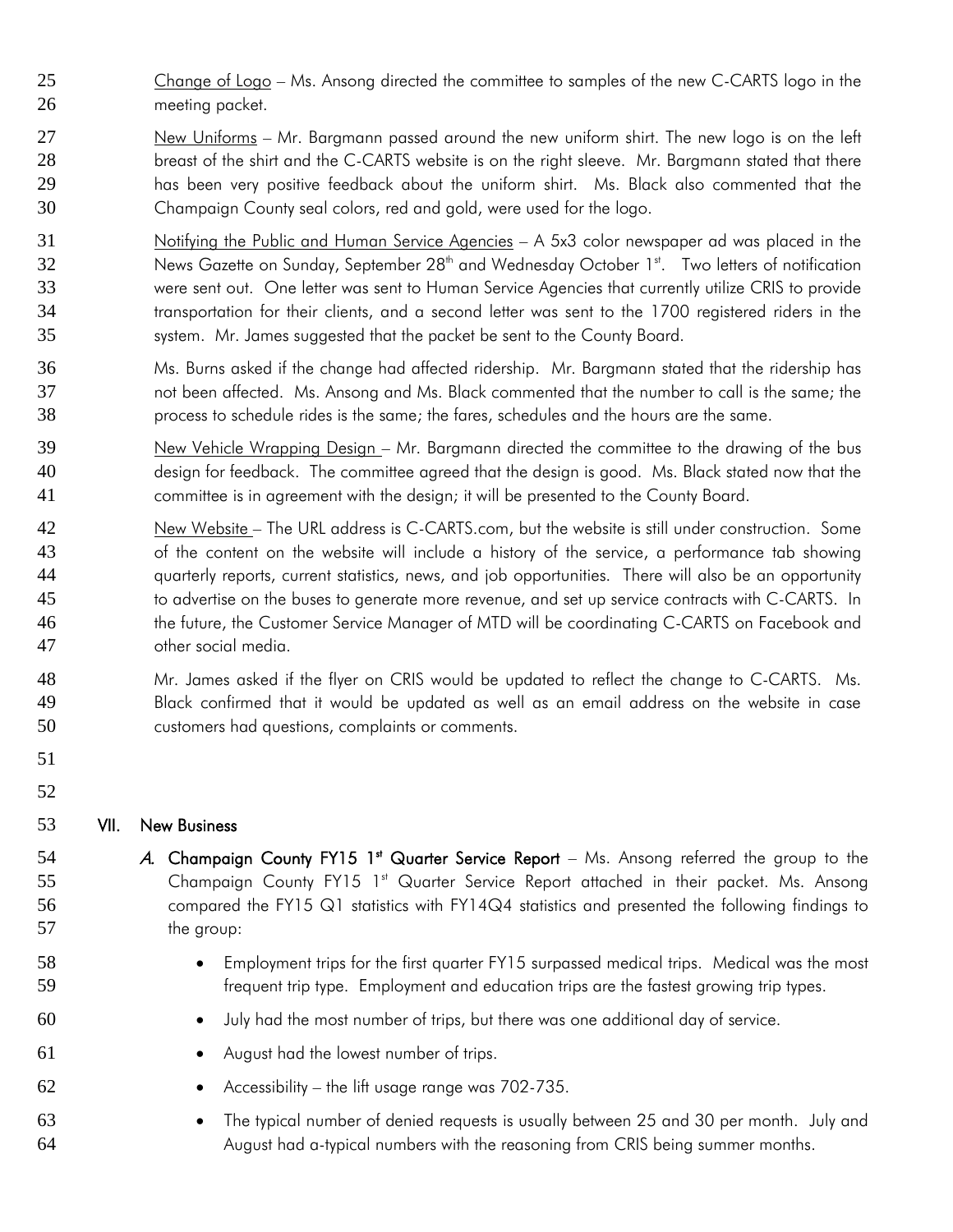Change of Logo – Ms. Ansong directed the committee to samples of the new C-CARTS logo in the meeting packet.

New Uniforms – Mr. Bargmann passed around the new uniform shirt. The new logo is on the left breast of the shirt and the C-CARTS website is on the right sleeve. Mr. Bargmann stated that there has been very positive feedback about the uniform shirt. Ms. Black also commented that the Champaign County seal colors, red and gold, were used for the logo.

Notifying the Public and Human Service Agencies – A 5x3 color newspaper ad was placed in the News Gazette on Sunday, September 28th and Wednesday October 1st. Two letters of notification were sent out. One letter was sent to Human Service Agencies that currently utilize CRIS to provide transportation for their clients, and a second letter was sent to the 1700 registered riders in the system. Mr. James suggested that the packet be sent to the County Board.

Ms. Burns asked if the change had affected ridership. Mr. Bargmann stated that the ridership has not been affected. Ms. Ansong and Ms. Black commented that the number to call is the same; the process to schedule rides is the same; the fares, schedules and the hours are the same.

New Vehicle Wrapping Design – Mr. Bargmann directed the committee to the drawing of the bus design for feedback. The committee agreed that the design is good. Ms. Black stated now that the committee is in agreement with the design; it will be presented to the County Board.

New Website – The URL address is C-CARTS.com, but the website is still under construction. Some of the content on the website will include a history of the service, a performance tab showing quarterly reports, current statistics, news, and job opportunities. There will also be an opportunity to advertise on the buses to generate more revenue, and set up service contracts with C-CARTS. In the future, the Customer Service Manager of MTD will be coordinating C-CARTS on Facebook and other social media.

Mr. James asked if the flyer on CRIS would be updated to reflect the change to C-CARTS. Ms. Black confirmed that it would be updated as well as an email address on the website in case customers had questions, complaints or comments.

## VII. New Business

*A.* **Champaign County FY15 1st Quarter Service Report** – Ms. Ansong referred the group to the Champaign County FY15 1st Quarter Service Report attached in their packet. Ms. Ansong compared the FY15 Q1 statistics with FY14Q4 statistics and presented the following findings to the group:

- Employment trips for the first quarter FY15 surpassed medical trips. Medical was the most frequent trip type. Employment and education trips are the fastest growing trip types.
- July had the most number of trips, but there was one additional day of service.
- August had the lowest number of trips.
- Accessibility – the lift usage range was 702-735.
- The typical number of denied requests is usually between 25 and 30 per month. July and August had a-typical numbers with the reasoning from CRIS being summer months.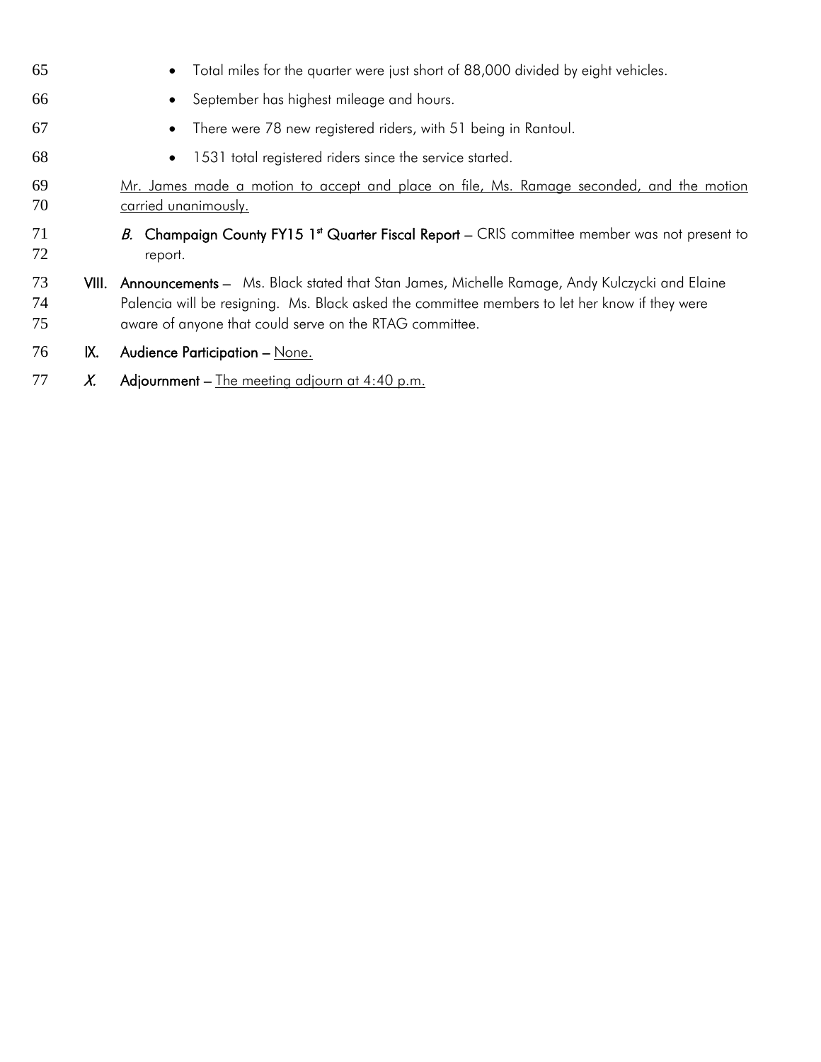- Total miles for the quarter were just short of 88,000 divided by eight vehicles.
- September has highest mileage and hours.
- There were 78 new registered riders, with 51 being in Rantoul.
- 1531 total registered riders since the service started.

Mr. James made a motion to accept and place on file, Ms. Ramage seconded, and the motion carried unanimously.

*B.* **Champaign County FY15 1st Quarter Fiscal Report** – CRIS committee member was not present to report.

**VIII. Announcements** – Ms. Black stated that Stan James, Michelle Ramage, Andy Kulczycki and Elaine Palencia will be resigning. Ms. Black asked the committee members to let her know if they were aware of anyone that could serve on the RTAG committee.

**IX. Audience Participation** – None.

***X.* Adjournment** – The meeting adjourn at 4:40 p.m.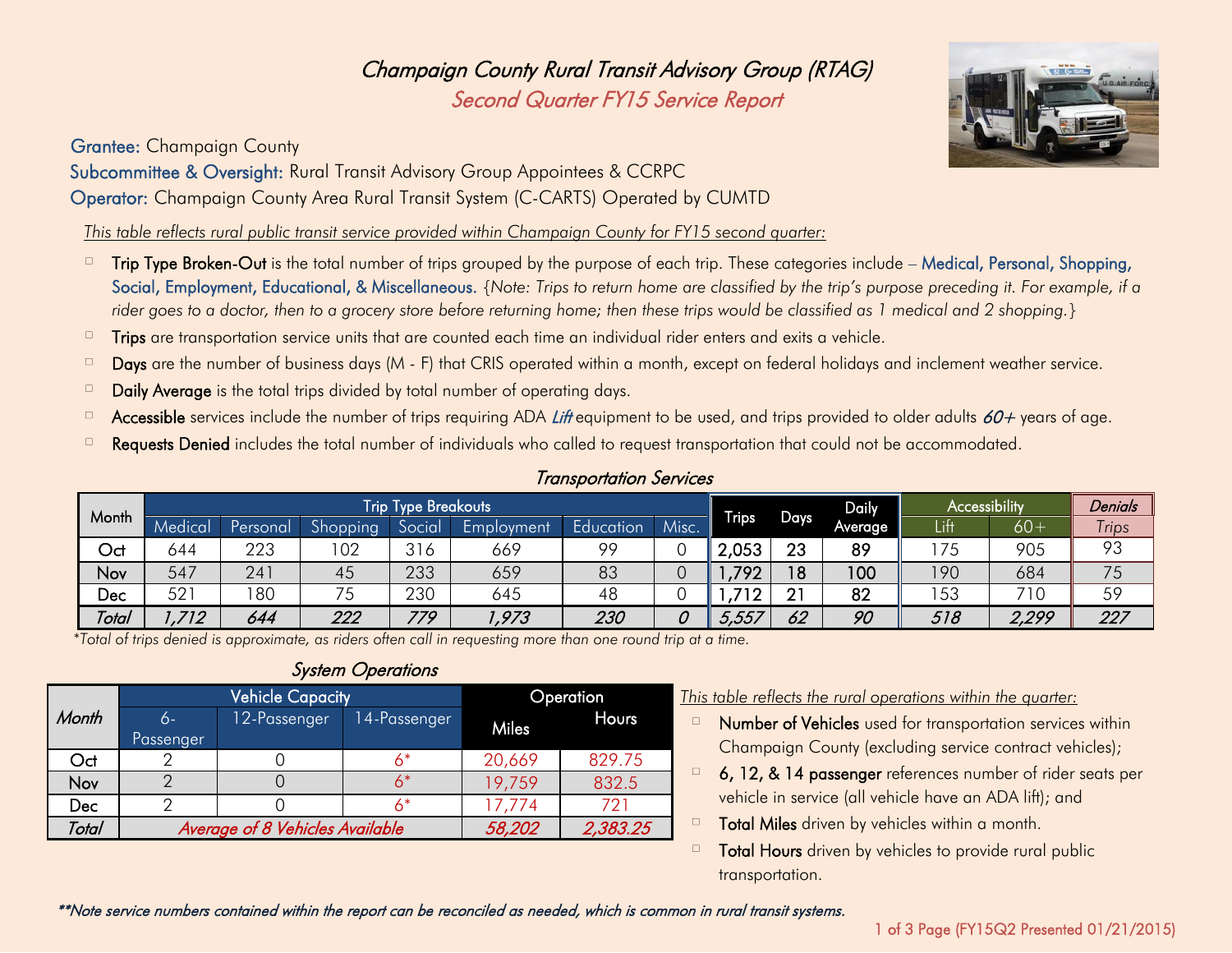# Champaign County Rural Transit Advisory Group (RTAG)

## Second Quarter FY15 Service Report

**Grantee:** Champaign County

**Subcommittee & Oversight:** Rural Transit Advisory Group Appointees & CCRPC

**Operator:** Champaign County Area Rural Transit System (C-CARTS) Operated by CUMTD

*This table reflects rural public transit service provided within Champaign County for FY15 second quarter:*

- **Trip Type Broken-Out** is the total number of trips grouped by the purpose of each trip. These categories include – Medical, Personal, Shopping, Social, Employment, Educational, & Miscellaneous. *{Note: Trips to return home are classified by the trip's purpose preceding it. For example, if a rider goes to a doctor, then to a grocery store before returning home; then these trips would be classified as 1 medical and 2 shopping.}*
- **Trips** are transportation service units that are counted each time an individual rider enters and exits a vehicle.
- **Days** are the number of business days (M - F) that CRIS operated within a month, except on federal holidays and inclement weather service.
- **Daily Average** is the total trips divided by total number of operating days.
- **Accessible** services include the number of trips requiring ADA *Lift* equipment to be used, and trips provided to older adults *60+* years of age.
- **Requests Denied** includes the total number of individuals who called to request transportation that could not be accommodated.

### Transportation Services

| Month | Trip Type Breakouts | | | | | | | Trips | Days | Daily Average | Accessibility | | Denials |
|---|---|---|---|---|---|---|---|---|---|---|---|---|---|
| | Medical | Personal | Shopping | Social | Employment | Education | Misc. | | | | Lift | 60+ | Trips |
| Oct | 644 | 223 | 102 | 316 | 669 | 99 | 0 | 2,053 | 23 | 89 | 175 | 905 | 93 |
| Nov | 547 | 241 | 45 | 233 | 659 | 83 | 0 | 1,792 | 18 | 100 | 190 | 684 | 75 |
| Dec | 521 | 180 | 75 | 230 | 645 | 48 | 0 | 1,712 | 21 | 82 | 153 | 710 | 59 |
| *Total* | *1,712* | *644* | *222* | *779* | *1,973* | *230* | *0* | *5,557* | *62* | *90* | *518* | *2,299* | *227* |

*Total of trips denied is approximate, as riders often call in requesting more than one round trip at a time.*

### System Operations

| Month | Vehicle Capacity | | | Operation | |
|---|---|---|---|---|---|
| | 6-Passenger | 12-Passenger | 14-Passenger | Miles | Hours |
| Oct | 2 | 0 | 6* | 20,669 | 829.75 |
| Nov | 2 | 0 | 6* | 19,759 | 832.5 |
| Dec | 2 | 0 | 6* | 17,774 | 721 |
| *Total* | *Average of 8 Vehicles Available* | | | *58,202* | *2,383.25* |

*This table reflects the rural operations within the quarter:*

- **Number of Vehicles** used for transportation services within Champaign County (excluding service contract vehicles);
- **6, 12, & 14 passenger** references number of rider seats per vehicle in service (all vehicle have an ADA lift); and
- **Total Miles** driven by vehicles within a month.
- **Total Hours** driven by vehicles to provide rural public transportation.

*\*\*Note service numbers contained within the report can be reconciled as needed, which is common in rural transit systems.*

(FY15Q2 Presented 01/21/2015)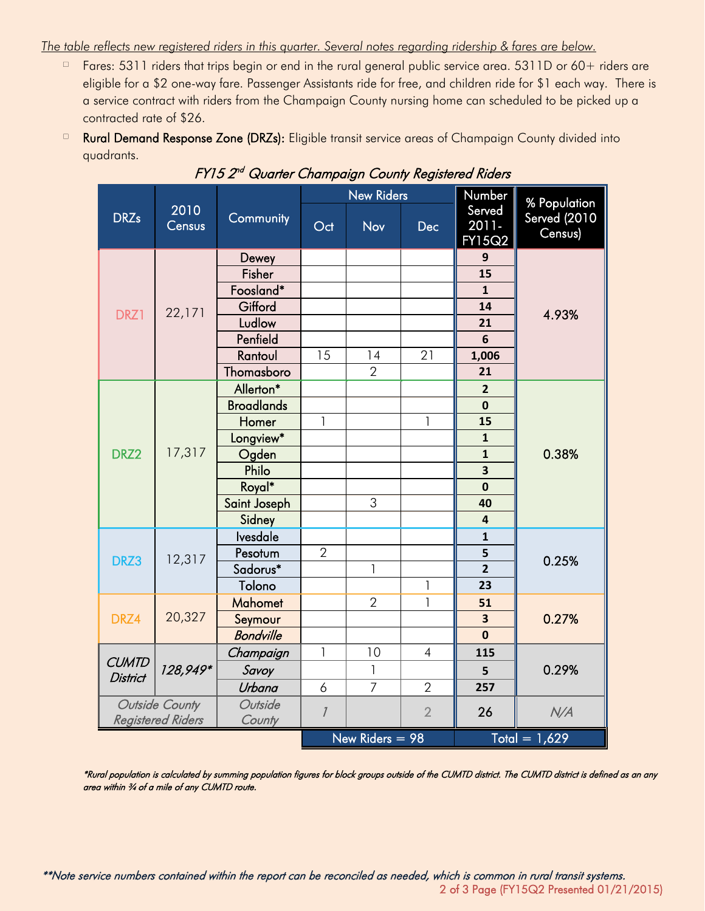The table reflects new registered riders in this quarter. Several notes regarding ridership & fares are below.

- Fares: 5311 riders that trips begin or end in the rural general public service area. 5311D or 60+ riders are eligible for a $2 one-way fare. Passenger Assistants ride for free, and children ride for $1 each way. There is a service contract with riders from the Champaign County nursing home can scheduled to be picked up a contracted rate of $26.
- **Rural Demand Response Zone (DRZs):** Eligible transit service areas of Champaign County divided into quadrants.

*FY15 2nd Quarter Champaign County Registered Riders*

| DRZs | 2010 Census | Community | New Riders | | | Number Served 2011-FY15Q2 | % Population Served (2010 Census) |
|---|---|---|---|---|---|---|---|
| | | | Oct | Nov | Dec | | |
| DRZ1 | 22,171 | Dewey | | | | **9** | 4.93% |
| | | Fisher | | | | **15** | |
| | | Foosland* | | | | **1** | |
| | | Gifford | | | | **14** | |
| | | Ludlow | | | | **21** | |
| | | Penfield | | | | **6** | |
| | | Rantoul | 15 | 14 | 21 | **1,006** | |
| | | Thomasboro | | 2 | | **21** | |
| DRZ2 | 17,317 | Allerton* | | | | **2** | 0.38% |
| | | Broadlands | | | | **0** | |
| | | Homer | 1 | | 1 | **15** | |
| | | Longview* | | | | **1** | |
| | | Ogden | | | | **1** | |
| | | Philo | | | | **3** | |
| | | Royal* | | | | **0** | |
| | | Saint Joseph | | 3 | | **40** | |
| | | Sidney | | | | **4** | |
| DRZ3 | 12,317 | Ivesdale | | | | **1** | 0.25% |
| | | Pesotum | 2 | | | **5** | |
| | | Sadorus* | | 1 | | **2** | |
| | | Tolono | | | 1 | **23** | |
| DRZ4 | 20,327 | Mahomet | | 2 | 1 | **51** | 0.27% |
| | | Seymour | | | | **3** | |
| | | *Bondville* | | | | **0** | |
| *CUMTD District* | *128,949** | *Champaign* | 1 | 10 | 4 | **115** | 0.29% |
| | | *Savoy* | | 1 | | **5** | |
| | | *Urbana* | 6 | 7 | 2 | **257** | |
| *Outside County Registered Riders* | | *Outside County* | *1* | | 2 | 26 | *N/A* |
| | | | New Riders = 98 | | | Total = 1,629 | |

**Rural population is calculated by summing population figures for block groups outside of the CUMTD district. The CUMTD district is defined as an any area within ¾ of a mile of any CUMTD route.*

***Note service numbers contained within the report can be reconciled as needed, which is common in rural transit systems.*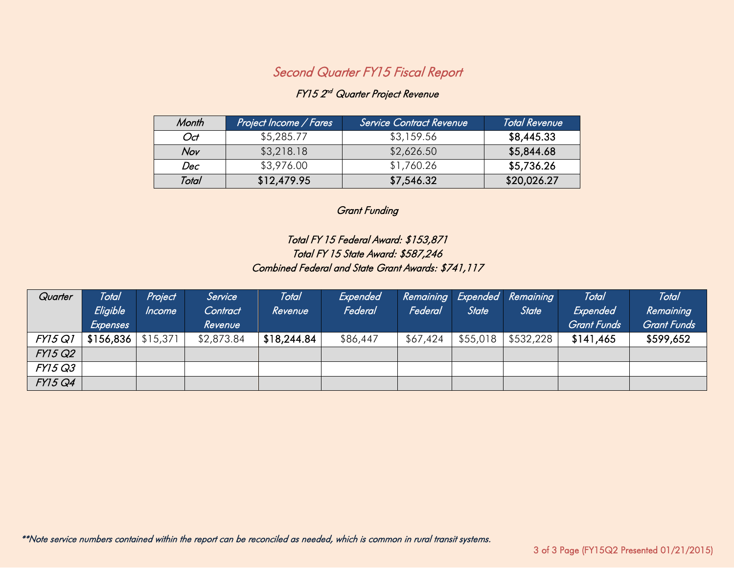# *Second Quarter FY15 Fiscal Report*

## *FY15 2nd Quarter Project Revenue*

| Month | Project Income / Fares | Service Contract Revenue | Total Revenue |
|---|---|---|---|
| Oct | $5,285.77 | $3,159.56 | **$8,445.33** |
| Nov | $3,218.18 | $2,626.50 | **$5,844.68** |
| Dec | $3,976.00 | $1,760.26 | **$5,736.26** |
| Total | **$12,479.95** | **$7,546.32** | **$20,026.27** |

## *Grant Funding*

*Total FY 15 Federal Award: $153,871*
*Total FY 15 State Award: $587,246*
*Combined Federal and State Grant Awards: $741,117*

| Quarter | Total Eligible Expenses | Project Income | Service Contract Revenue | Total Revenue | Expended Federal | Remaining Federal | Expended State | Remaining State | Total Expended Grant Funds | Total Remaining Grant Funds |
|---|---|---|---|---|---|---|---|---|---|---|
| FY15 Q1 | **$156,836** | $15,371 | $2,873.84 | **$18,244.84** | $86,447 | $67,424 | $55,018 | $532,228 | **$141,465** | **$599,652** |
| FY15 Q2 | | | | | | | | | | |
| FY15 Q3 | | | | | | | | | | |
| FY15 Q4 | | | | | | | | | | |

*\*\*Note service numbers contained within the report can be reconciled as needed, which is common in rural transit systems.*

(FY15Q2 Presented 01/21/2015)